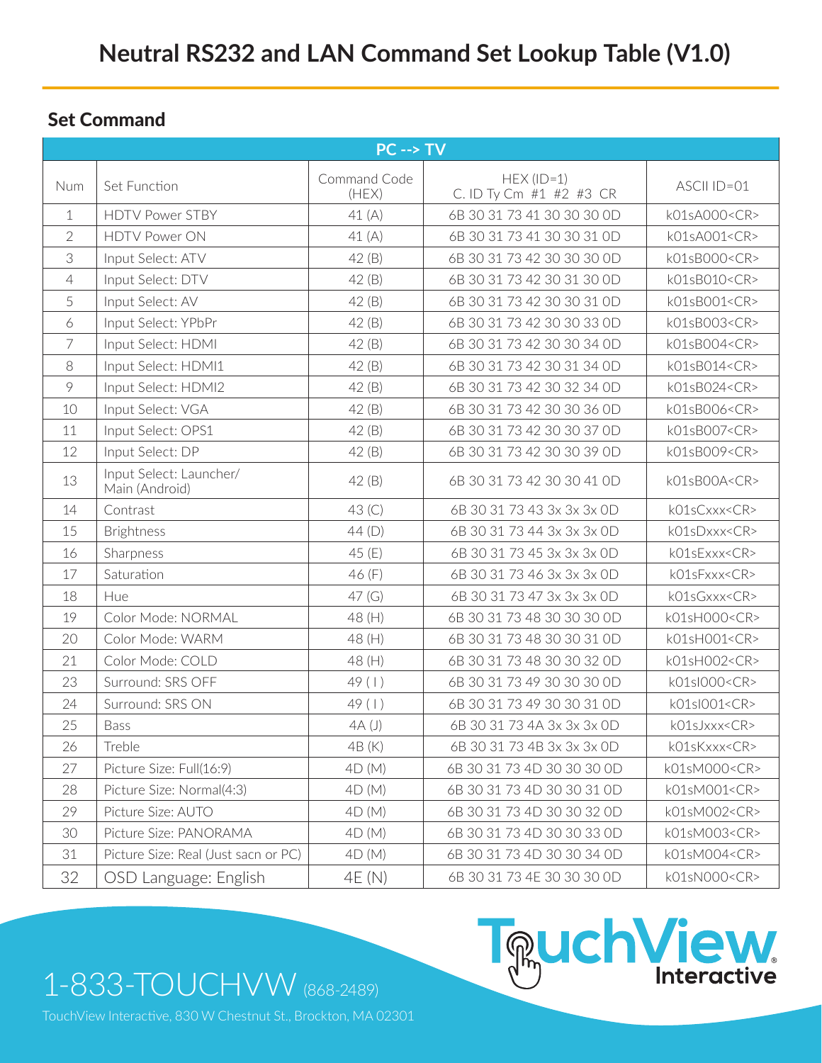# Neutral RS232 and LAN Command Set Lookup Table (V1.0)

## Set Command

| PC --> TV | | | | |
|---|---|---|---|---|
| Num | Set Function | Command Code (HEX) | HEX (ID=1) C. ID Ty Cm #1 #2 #3 CR | ASCII ID=01 |
| 1 | HDTV Power STBY | 41 (A) | 6B 30 31 73 41 30 30 30 0D | k01sA000<CR> |
| 2 | HDTV Power ON | 41 (A) | 6B 30 31 73 41 30 30 31 0D | k01sA001<CR> |
| 3 | Input Select: ATV | 42 (B) | 6B 30 31 73 42 30 30 30 0D | k01sB000<CR> |
| 4 | Input Select: DTV | 42 (B) | 6B 30 31 73 42 30 31 30 0D | k01sB010<CR> |
| 5 | Input Select: AV | 42 (B) | 6B 30 31 73 42 30 30 31 0D | k01sB001<CR> |
| 6 | Input Select: YPbPr | 42 (B) | 6B 30 31 73 42 30 30 33 0D | k01sB003<CR> |
| 7 | Input Select: HDMI | 42 (B) | 6B 30 31 73 42 30 30 34 0D | k01sB004<CR> |
| 8 | Input Select: HDMI1 | 42 (B) | 6B 30 31 73 42 30 31 34 0D | k01sB014<CR> |
| 9 | Input Select: HDMI2 | 42 (B) | 6B 30 31 73 42 30 32 34 0D | k01sB024<CR> |
| 10 | Input Select: VGA | 42 (B) | 6B 30 31 73 42 30 30 36 0D | k01sB006<CR> |
| 11 | Input Select: OPS1 | 42 (B) | 6B 30 31 73 42 30 30 37 0D | k01sB007<CR> |
| 12 | Input Select: DP | 42 (B) | 6B 30 31 73 42 30 30 39 0D | k01sB009<CR> |
| 13 | Input Select: Launcher/ Main (Android) | 42 (B) | 6B 30 31 73 42 30 30 41 0D | k01sB00A<CR> |
| 14 | Contrast | 43 (C) | 6B 30 31 73 43 3x 3x 3x 0D | k01sCxxx<CR> |
| 15 | Brightness | 44 (D) | 6B 30 31 73 44 3x 3x 3x 0D | k01sDxxx<CR> |
| 16 | Sharpness | 45 (E) | 6B 30 31 73 45 3x 3x 3x 0D | k01sExxx<CR> |
| 17 | Saturation | 46 (F) | 6B 30 31 73 46 3x 3x 3x 0D | k01sFxxx<CR> |
| 18 | Hue | 47 (G) | 6B 30 31 73 47 3x 3x 3x 0D | k01sGxxx<CR> |
| 19 | Color Mode: NORMAL | 48 (H) | 6B 30 31 73 48 30 30 30 0D | k01sH000<CR> |
| 20 | Color Mode: WARM | 48 (H) | 6B 30 31 73 48 30 30 31 0D | k01sH001<CR> |
| 21 | Color Mode: COLD | 48 (H) | 6B 30 31 73 48 30 30 32 0D | k01sH002<CR> |
| 23 | Surround: SRS OFF | 49 ( I ) | 6B 30 31 73 49 30 30 30 0D | k01sI000<CR> |
| 24 | Surround: SRS ON | 49 ( I ) | 6B 30 31 73 49 30 30 31 0D | k01sI001<CR> |
| 25 | Bass | 4A (J) | 6B 30 31 73 4A 3x 3x 3x 0D | k01sJxxx<CR> |
| 26 | Treble | 4B (K) | 6B 30 31 73 4B 3x 3x 3x 0D | k01sKxxx<CR> |
| 27 | Picture Size: Full(16:9) | 4D (M) | 6B 30 31 73 4D 30 30 30 0D | k01sM000<CR> |
| 28 | Picture Size: Normal(4:3) | 4D (M) | 6B 30 31 73 4D 30 30 31 0D | k01sM001<CR> |
| 29 | Picture Size: AUTO | 4D (M) | 6B 30 31 73 4D 30 30 32 0D | k01sM002<CR> |
| 30 | Picture Size: PANORAMA | 4D (M) | 6B 30 31 73 4D 30 30 33 0D | k01sM003<CR> |
| 31 | Picture Size: Real (Just sacn or PC) | 4D (M) | 6B 30 31 73 4D 30 30 34 0D | k01sM004<CR> |
| 32 | OSD Language: English | 4E (N) | 6B 30 31 73 4E 30 30 30 0D | k01sN000<CR> |

1-833-TOUCHVW (868-2489)

TouchView Interactive, 830 W Chestnut St., Brockton, MA 02301

TouchView Interactive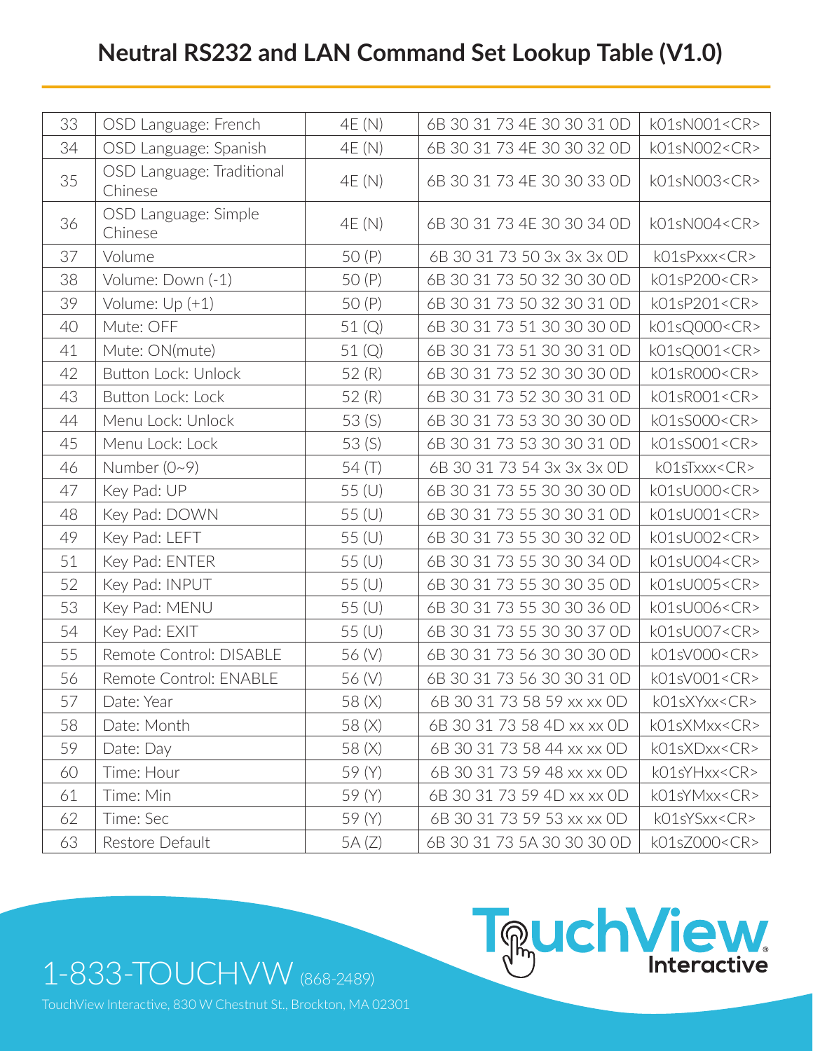# Neutral RS232 and LAN Command Set Lookup Table (V1.0)

| | | | | |
|---|---|---|---|---|
| 33 | OSD Language: French | 4E (N) | 6B 30 31 73 4E 30 30 31 0D | k01sN001<CR> |
| 34 | OSD Language: Spanish | 4E (N) | 6B 30 31 73 4E 30 30 32 0D | k01sN002<CR> |
| 35 | OSD Language: Traditional Chinese | 4E (N) | 6B 30 31 73 4E 30 30 33 0D | k01sN003<CR> |
| 36 | OSD Language: Simple Chinese | 4E (N) | 6B 30 31 73 4E 30 30 34 0D | k01sN004<CR> |
| 37 | Volume | 50 (P) | 6B 30 31 73 50 3x 3x 3x 0D | k01sPxxx<CR> |
| 38 | Volume: Down (-1) | 50 (P) | 6B 30 31 73 50 32 30 30 0D | k01sP200<CR> |
| 39 | Volume: Up (+1) | 50 (P) | 6B 30 31 73 50 32 30 31 0D | k01sP201<CR> |
| 40 | Mute: OFF | 51 (Q) | 6B 30 31 73 51 30 30 30 0D | k01sQ000<CR> |
| 41 | Mute: ON(mute) | 51 (Q) | 6B 30 31 73 51 30 30 31 0D | k01sQ001<CR> |
| 42 | Button Lock: Unlock | 52 (R) | 6B 30 31 73 52 30 30 30 0D | k01sR000<CR> |
| 43 | Button Lock: Lock | 52 (R) | 6B 30 31 73 52 30 30 31 0D | k01sR001<CR> |
| 44 | Menu Lock: Unlock | 53 (S) | 6B 30 31 73 53 30 30 30 0D | k01sS000<CR> |
| 45 | Menu Lock: Lock | 53 (S) | 6B 30 31 73 53 30 30 31 0D | k01sS001<CR> |
| 46 | Number (0~9) | 54 (T) | 6B 30 31 73 54 3x 3x 3x 0D | k01sTxxx<CR> |
| 47 | Key Pad: UP | 55 (U) | 6B 30 31 73 55 30 30 30 0D | k01sU000<CR> |
| 48 | Key Pad: DOWN | 55 (U) | 6B 30 31 73 55 30 30 31 0D | k01sU001<CR> |
| 49 | Key Pad: LEFT | 55 (U) | 6B 30 31 73 55 30 30 32 0D | k01sU002<CR> |
| 51 | Key Pad: ENTER | 55 (U) | 6B 30 31 73 55 30 30 34 0D | k01sU004<CR> |
| 52 | Key Pad: INPUT | 55 (U) | 6B 30 31 73 55 30 30 35 0D | k01sU005<CR> |
| 53 | Key Pad: MENU | 55 (U) | 6B 30 31 73 55 30 30 36 0D | k01sU006<CR> |
| 54 | Key Pad: EXIT | 55 (U) | 6B 30 31 73 55 30 30 37 0D | k01sU007<CR> |
| 55 | Remote Control: DISABLE | 56 (V) | 6B 30 31 73 56 30 30 30 0D | k01sV000<CR> |
| 56 | Remote Control: ENABLE | 56 (V) | 6B 30 31 73 56 30 30 31 0D | k01sV001<CR> |
| 57 | Date: Year | 58 (X) | 6B 30 31 73 58 59 xx xx 0D | k01sXYxx<CR> |
| 58 | Date: Month | 58 (X) | 6B 30 31 73 58 4D xx xx 0D | k01sXMxx<CR> |
| 59 | Date: Day | 58 (X) | 6B 30 31 73 58 44 xx xx 0D | k01sXDxx<CR> |
| 60 | Time: Hour | 59 (Y) | 6B 30 31 73 59 48 xx xx 0D | k01sYHxx<CR> |
| 61 | Time: Min | 59 (Y) | 6B 30 31 73 59 4D xx xx 0D | k01sYMxx<CR> |
| 62 | Time: Sec | 59 (Y) | 6B 30 31 73 59 53 xx xx 0D | k01sYSxx<CR> |
| 63 | Restore Default | 5A (Z) | 6B 30 31 73 5A 30 30 30 0D | k01sZ000<CR> |

1-833-TOUCHVW (868-2489)

TouchView Interactive, 830 W Chestnut St., Brockton, MA 02301

TouchView Interactive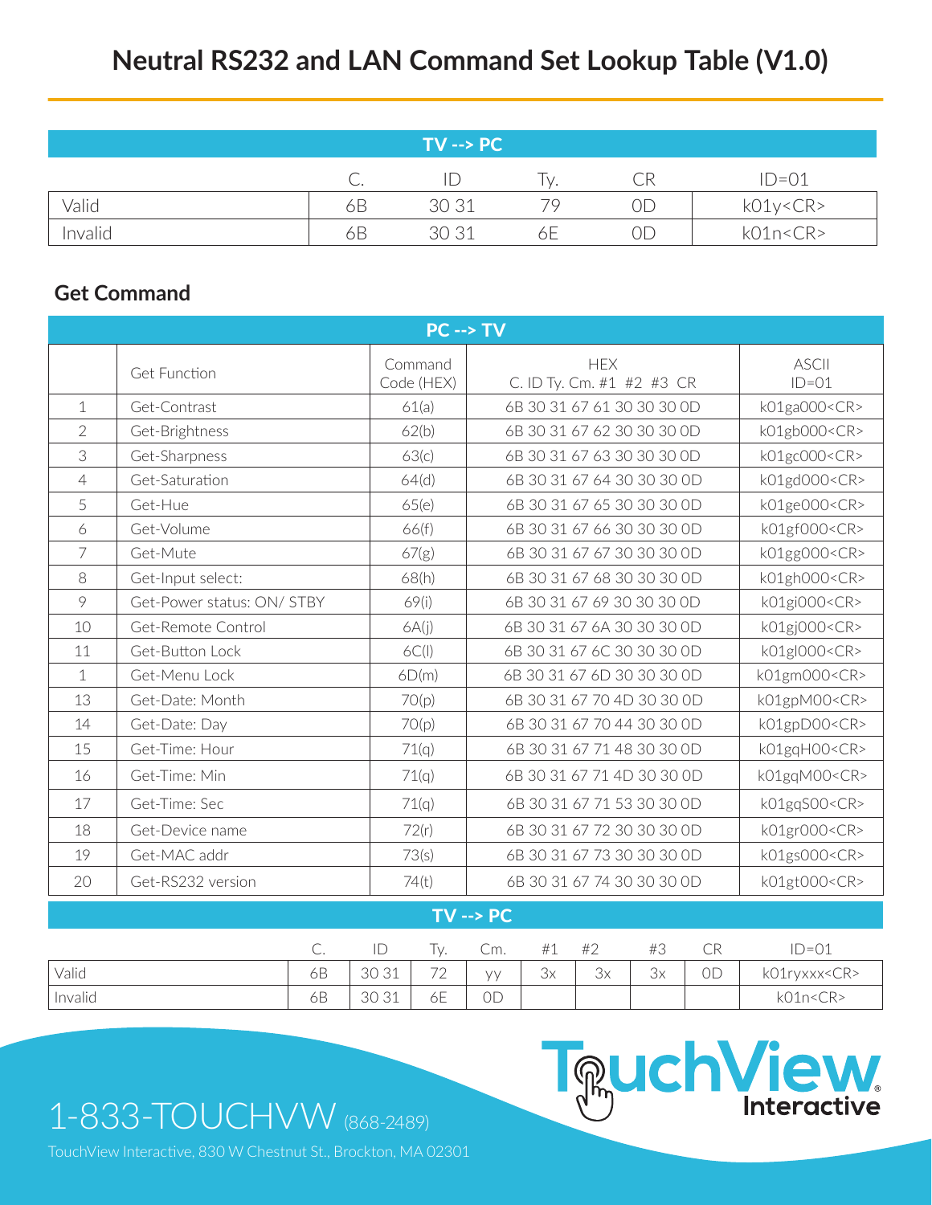# Neutral RS232 and LAN Command Set Lookup Table (V1.0)

| TV --> PC | | | | | |
|---|---|---|---|---|---|
| | C. | ID | Ty. | CR | ID=01 |
| Valid | 6B | 30 31 | 79 | 0D | k01y<CR> |
| Invalid | 6B | 30 31 | 6E | 0D | k01n<CR> |

## Get Command

| | Get Function | Command Code (HEX) | HEX C. ID Ty. Cm. #1 #2 #3 CR | ASCII ID=01 |
|---|---|---|---|---|
| 1 | Get-Contrast | 61(a) | 6B 30 31 67 61 30 30 30 0D | k01ga000<CR> |
| 2 | Get-Brightness | 62(b) | 6B 30 31 67 62 30 30 30 0D | k01gb000<CR> |
| 3 | Get-Sharpness | 63(c) | 6B 30 31 67 63 30 30 30 0D | k01gc000<CR> |
| 4 | Get-Saturation | 64(d) | 6B 30 31 67 64 30 30 30 0D | k01gd000<CR> |
| 5 | Get-Hue | 65(e) | 6B 30 31 67 65 30 30 30 0D | k01ge000<CR> |
| 6 | Get-Volume | 66(f) | 6B 30 31 67 66 30 30 30 0D | k01gf000<CR> |
| 7 | Get-Mute | 67(g) | 6B 30 31 67 67 30 30 30 0D | k01gg000<CR> |
| 8 | Get-Input select: | 68(h) | 6B 30 31 67 68 30 30 30 0D | k01gh000<CR> |
| 9 | Get-Power status: ON/ STBY | 69(i) | 6B 30 31 67 69 30 30 30 0D | k01gi000<CR> |
| 10 | Get-Remote Control | 6A(j) | 6B 30 31 67 6A 30 30 30 0D | k01gj000<CR> |
| 11 | Get-Button Lock | 6C(l) | 6B 30 31 67 6C 30 30 30 0D | k01gl000<CR> |
| 1 | Get-Menu Lock | 6D(m) | 6B 30 31 67 6D 30 30 30 0D | k01gm000<CR> |
| 13 | Get-Date: Month | 70(p) | 6B 30 31 67 70 4D 30 30 0D | k01gpM00<CR> |
| 14 | Get-Date: Day | 70(p) | 6B 30 31 67 70 44 30 30 0D | k01gpD00<CR> |
| 15 | Get-Time: Hour | 71(q) | 6B 30 31 67 71 48 30 30 0D | k01gqH00<CR> |
| 16 | Get-Time: Min | 71(q) | 6B 30 31 67 71 4D 30 30 0D | k01gqM00<CR> |
| 17 | Get-Time: Sec | 71(q) | 6B 30 31 67 71 53 30 30 0D | k01gqS00<CR> |
| 18 | Get-Device name | 72(r) | 6B 30 31 67 72 30 30 30 0D | k01gr000<CR> |
| 19 | Get-MAC addr | 73(s) | 6B 30 31 67 73 30 30 30 0D | k01gs000<CR> |
| 20 | Get-RS232 version | 74(t) | 6B 30 31 67 74 30 30 30 0D | k01gt000<CR> |

| TV --> PC | | | | | | | | | |
|---|---|---|---|---|---|---|---|---|---|
| | C. | ID | Ty. | Cm. | #1 | #2 | #3 | CR | ID=01 |
| Valid | 6B | 30 31 | 72 | yy | 3x | 3x | 3x | 0D | k01ryxxx<CR> |
| Invalid | 6B | 30 31 | 6E | 0D | | | | | k01n<CR> |

1-833-TOUCHVW (868-2489)

TouchView Interactive, 830 W Chestnut St., Brockton, MA 02301

TouchView Interactive